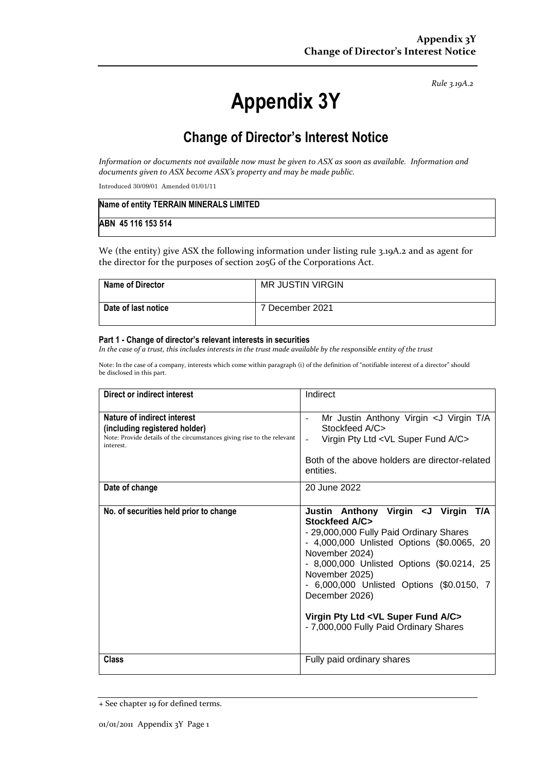*Rule 3.19A.2*

# Appendix 3Y

## Change of Director's Interest Notice

*Information or documents not available now must be given to ASX as soon as available. Information and documents given to ASX become ASX's property and may be made public.*

Introduced 30/09/01 Amended 01/01/11

| **Name of entity TERRAIN MINERALS LIMITED** |
|---|
| **ABN 45 116 153 514** |

We (the entity) give ASX the following information under listing rule 3.19A.2 and as agent for the director for the purposes of section 205G of the Corporations Act.

| **Name of Director** | MR JUSTIN VIRGIN |
|---|---|
| **Date of last notice** | 7 December 2021 |

#### Part 1 - Change of director's relevant interests in securities

*In the case of a trust, this includes interests in the trust made available by the responsible entity of the trust*

Note: In the case of a company, interests which come within paragraph (i) of the definition of "notifiable interest of a director" should be disclosed in this part.

| **Direct or indirect interest** | Indirect |
|---|---|
| **Nature of indirect interest (including registered holder)**<br>Note: Provide details of the circumstances giving rise to the relevant interest. | - Mr Justin Anthony Virgin <J Virgin T/A Stockfeed A/C><br>- Virgin Pty Ltd <VL Super Fund A/C><br><br>Both of the above holders are director-related entities. |
| **Date of change** | 20 June 2022 |
| **No. of securities held prior to change** | **Justin Anthony Virgin <J Virgin T/A Stockfeed A/C>**<br>- 29,000,000 Fully Paid Ordinary Shares<br>- 4,000,000 Unlisted Options ($0.0065, 20 November 2024)<br>- 8,000,000 Unlisted Options ($0.0214, 25 November 2025)<br>- 6,000,000 Unlisted Options ($0.0150, 7 December 2026)<br><br>**Virgin Pty Ltd <VL Super Fund A/C>**<br>- 7,000,000 Fully Paid Ordinary Shares |
| **Class** | Fully paid ordinary shares |

+ See chapter 19 for defined terms.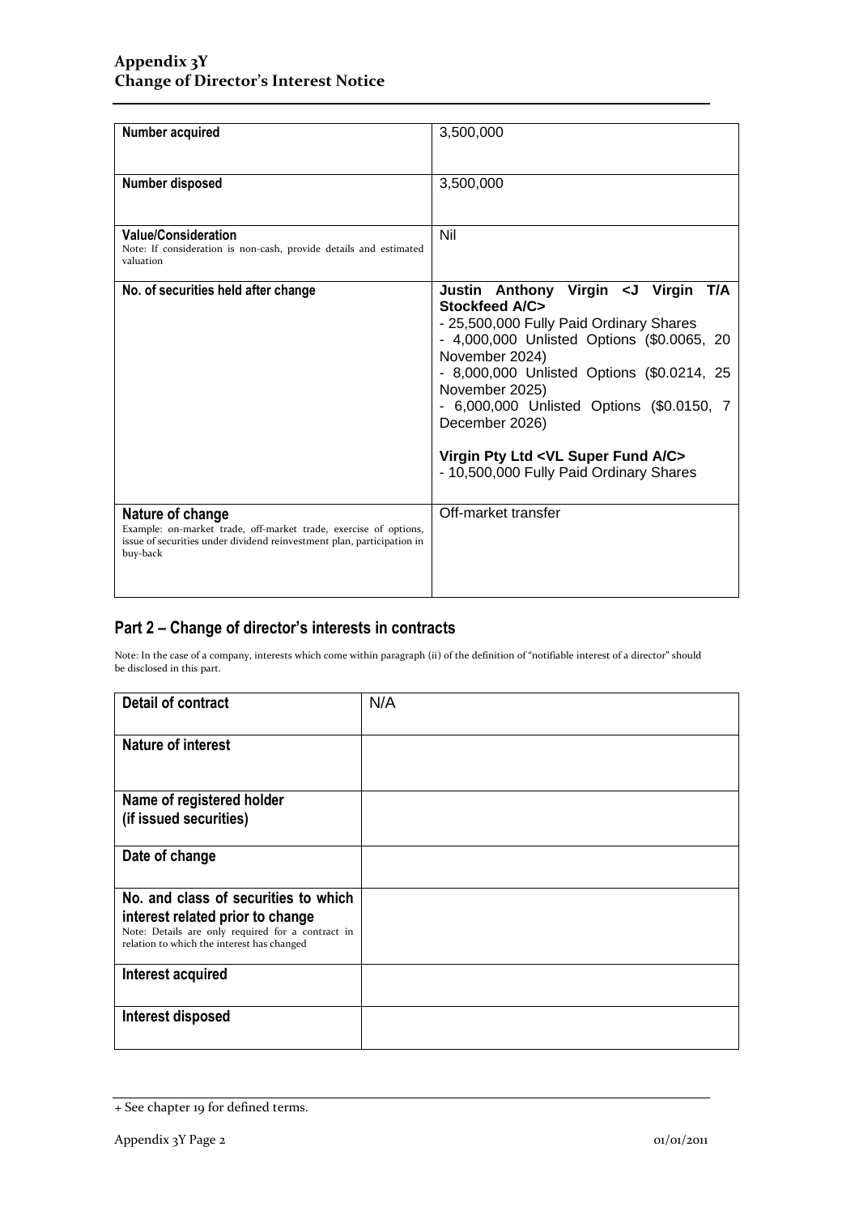| | |
|---|---|
| **Number acquired** | 3,500,000 |
| **Number disposed** | 3,500,000 |
| **Value/Consideration**<br>Note: If consideration is non-cash, provide details and estimated valuation | Nil |
| **No. of securities held after change** | **Justin Anthony Virgin <J Virgin T/A Stockfeed A/C>**<br>- 25,500,000 Fully Paid Ordinary Shares<br>- 4,000,000 Unlisted Options ($0.0065, 20 November 2024)<br>- 8,000,000 Unlisted Options ($0.0214, 25 November 2025)<br>- 6,000,000 Unlisted Options ($0.0150, 7 December 2026)<br><br>**Virgin Pty Ltd <VL Super Fund A/C>**<br>- 10,500,000 Fully Paid Ordinary Shares |
| **Nature of change**<br>Example: on-market trade, off-market trade, exercise of options, issue of securities under dividend reinvestment plan, participation in buy-back | Off-market transfer |

## Part 2 – Change of director's interests in contracts

Note: In the case of a company, interests which come within paragraph (ii) of the definition of "notifiable interest of a director" should be disclosed in this part.

| | |
|---|---|
| **Detail of contract** | N/A |
| **Nature of interest** | |
| **Name of registered holder (if issued securities)** | |
| **Date of change** | |
| **No. and class of securities to which interest related prior to change**<br>Note: Details are only required for a contract in relation to which the interest has changed | |
| **Interest acquired** | |
| **Interest disposed** | |

+ See chapter 19 for defined terms.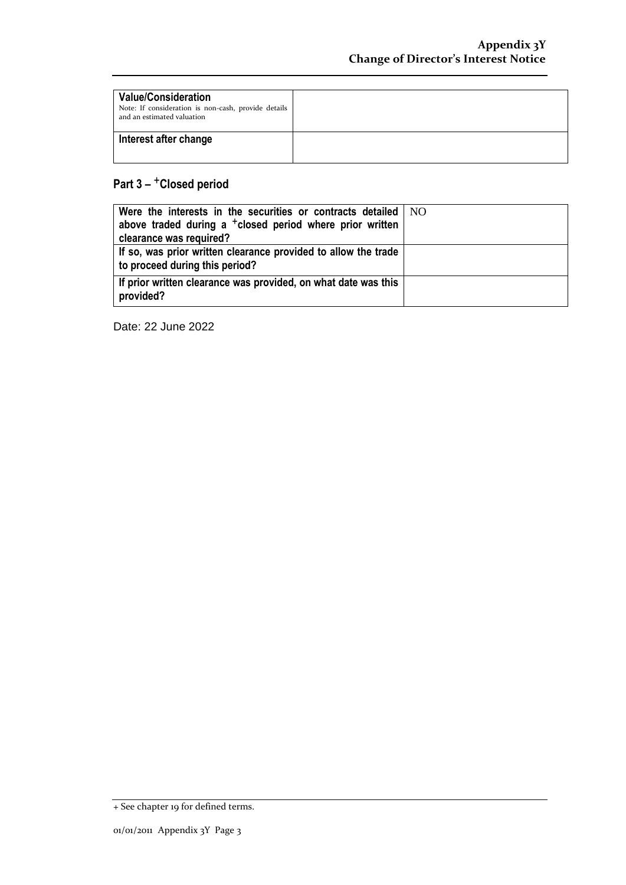| | |
|---|---|
| **Value/Consideration**<br>Note: If consideration is non-cash, provide details and an estimated valuation | |
| **Interest after change** | |

## Part 3 – +Closed period

| | |
|---|---|
| **Were the interests in the securities or contracts detailed above traded during a +closed period where prior written clearance was required?** | NO |
| **If so, was prior written clearance provided to allow the trade to proceed during this period?** | |
| **If prior written clearance was provided, on what date was this provided?** | |

Date: 22 June 2022

+ See chapter 19 for defined terms.